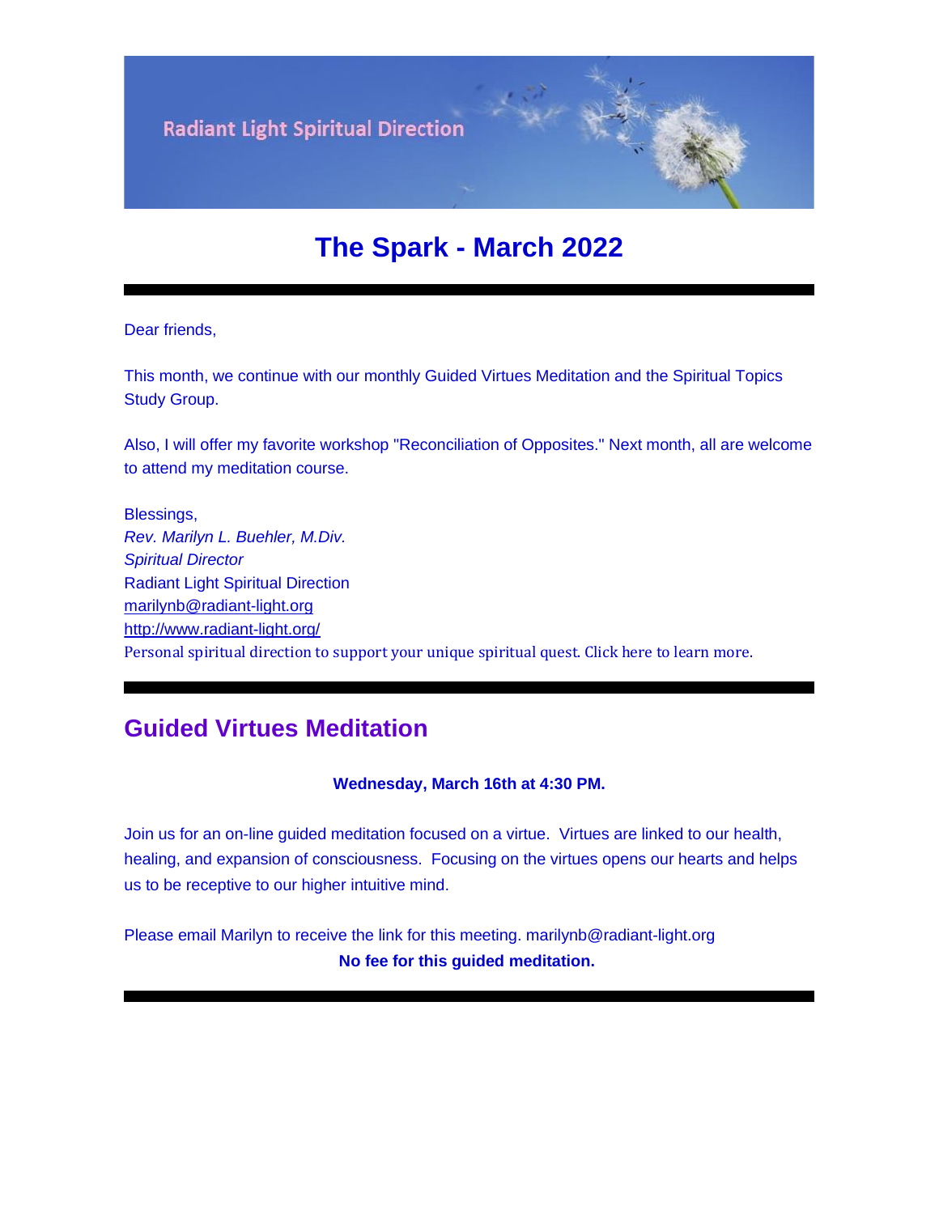Radiant Light Spiritual Direction

# The Spark - March 2022

---

Dear friends,

This month, we continue with our monthly Guided Virtues Meditation and the Spiritual Topics Study Group.

Also, I will offer my favorite workshop "Reconciliation of Opposites." Next month, all are welcome to attend my meditation course.

Blessings,
*Rev. Marilyn L. Buehler, M.Div.*
*Spiritual Director*
Radiant Light Spiritual Direction
marilynb@radiant-light.org
http://www.radiant-light.org/
Personal spiritual direction to support your unique spiritual quest. Click here to learn more.

---

## Guided Virtues Meditation

**Wednesday, March 16th at 4:30 PM.**

Join us for an on-line guided meditation focused on a virtue. Virtues are linked to our health, healing, and expansion of consciousness. Focusing on the virtues opens our hearts and helps us to be receptive to our higher intuitive mind.

Please email Marilyn to receive the link for this meeting. marilynb@radiant-light.org

**No fee for this guided meditation.**

---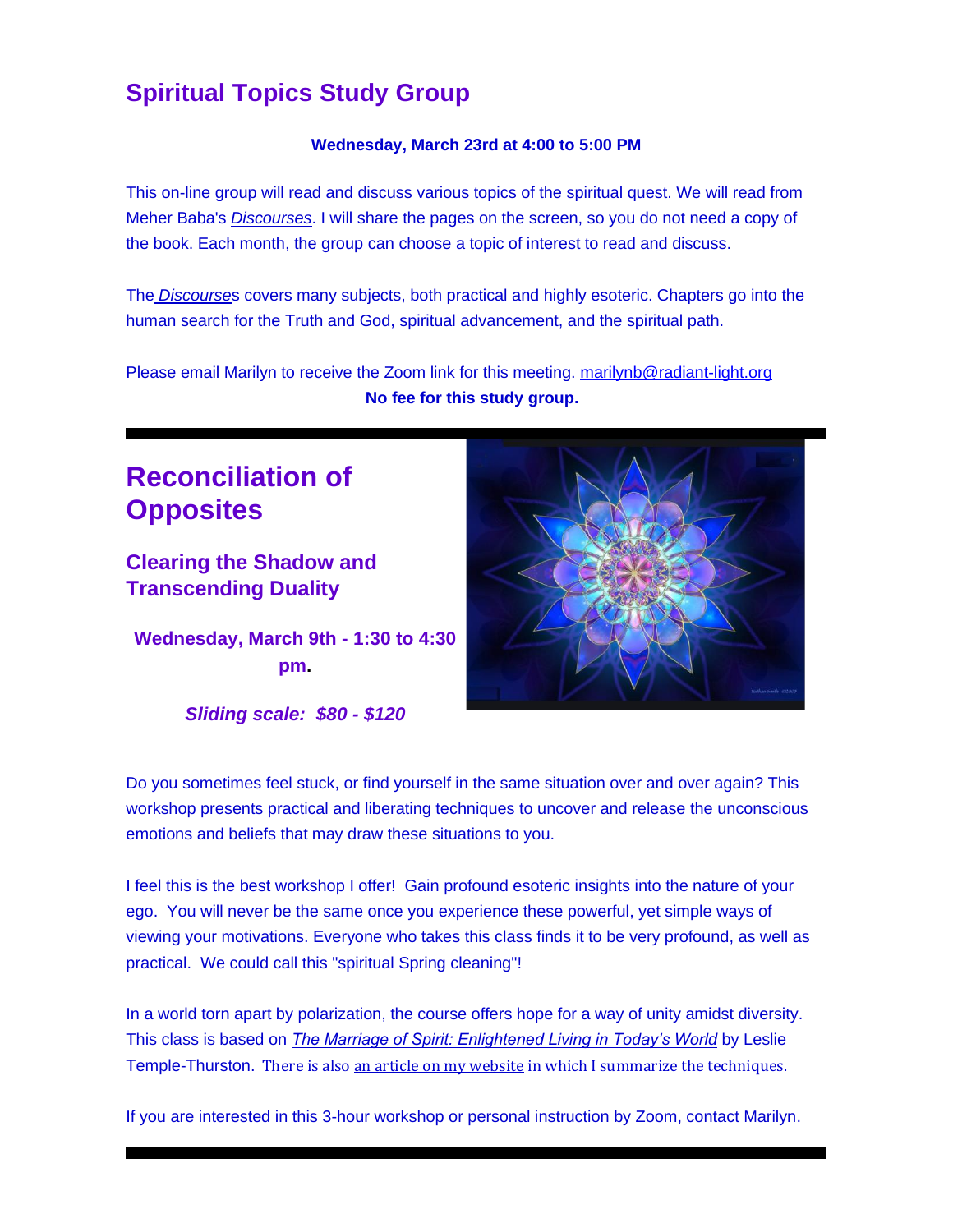## Spiritual Topics Study Group

**Wednesday, March 23rd at 4:00 to 5:00 PM**

This on-line group will read and discuss various topics of the spiritual quest. We will read from Meher Baba's *Discourses*. I will share the pages on the screen, so you do not need a copy of the book. Each month, the group can choose a topic of interest to read and discuss.

The *Discourses* covers many subjects, both practical and highly esoteric. Chapters go into the human search for the Truth and God, spiritual advancement, and the spiritual path.

Please email Marilyn to receive the Zoom link for this meeting. marilynb@radiant-light.org

**No fee for this study group.**

---

## Reconciliation of Opposites

### Clearing the Shadow and Transcending Duality

**Wednesday, March 9th - 1:30 to 4:30 pm.**

***Sliding scale: $80 - $120***

Do you sometimes feel stuck, or find yourself in the same situation over and over again? This workshop presents practical and liberating techniques to uncover and release the unconscious emotions and beliefs that may draw these situations to you.

I feel this is the best workshop I offer! Gain profound esoteric insights into the nature of your ego. You will never be the same once you experience these powerful, yet simple ways of viewing your motivations. Everyone who takes this class finds it to be very profound, as well as practical. We could call this "spiritual Spring cleaning"!

In a world torn apart by polarization, the course offers hope for a way of unity amidst diversity. This class is based on *The Marriage of Spirit: Enlightened Living in Today's World* by Leslie Temple-Thurston. There is also an article on my website in which I summarize the techniques.

If you are interested in this 3-hour workshop or personal instruction by Zoom, contact Marilyn.

---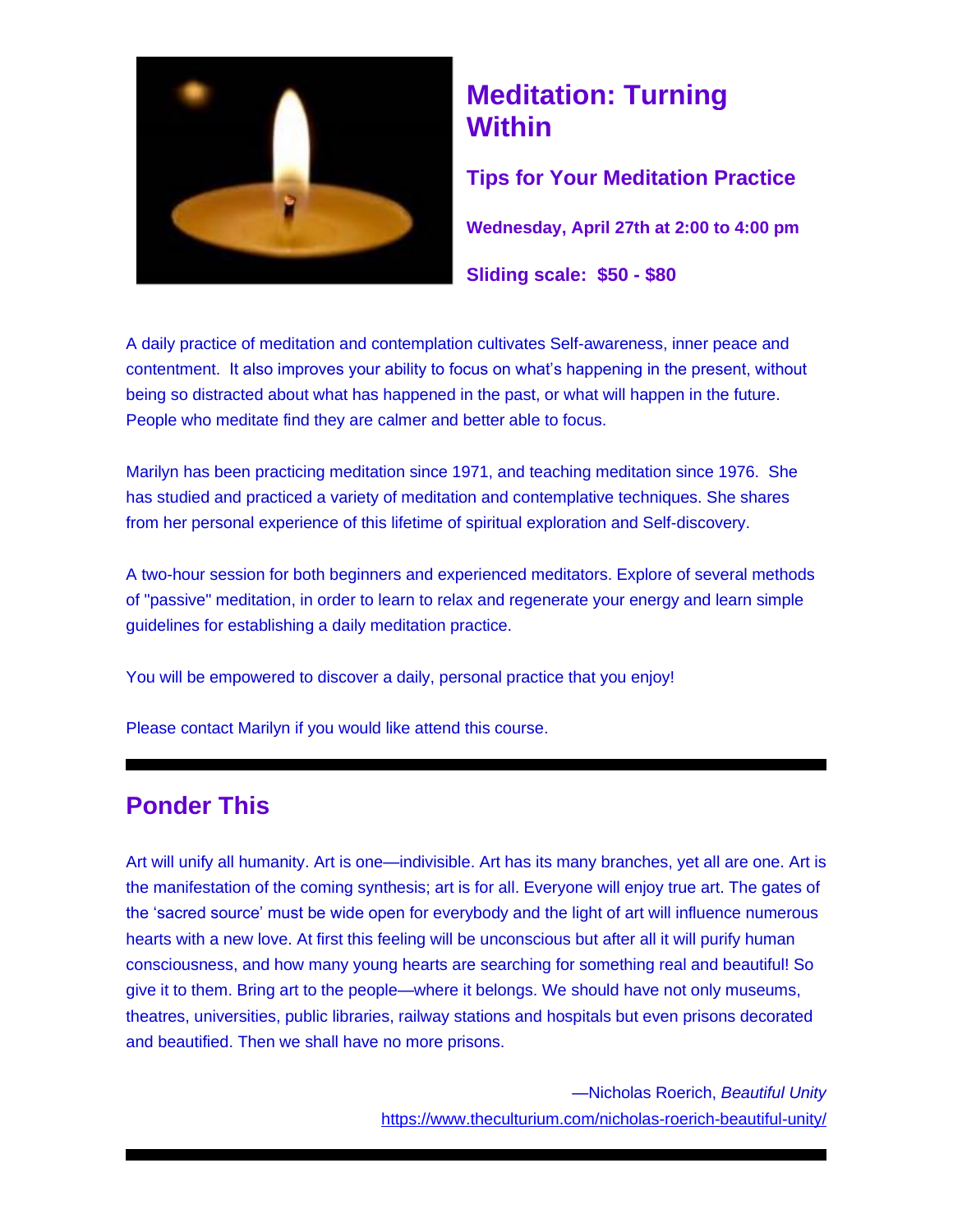# Meditation: Turning Within

### Tips for Your Meditation Practice

**Wednesday, April 27th at 2:00 to 4:00 pm**

**Sliding scale: $50 - $80**

A daily practice of meditation and contemplation cultivates Self-awareness, inner peace and contentment. It also improves your ability to focus on what's happening in the present, without being so distracted about what has happened in the past, or what will happen in the future. People who meditate find they are calmer and better able to focus.

Marilyn has been practicing meditation since 1971, and teaching meditation since 1976. She has studied and practiced a variety of meditation and contemplative techniques. She shares from her personal experience of this lifetime of spiritual exploration and Self-discovery.

A two-hour session for both beginners and experienced meditators. Explore of several methods of "passive" meditation, in order to learn to relax and regenerate your energy and learn simple guidelines for establishing a daily meditation practice.

You will be empowered to discover a daily, personal practice that you enjoy!

Please contact Marilyn if you would like attend this course.

---

## Ponder This

Art will unify all humanity. Art is one—indivisible. Art has its many branches, yet all are one. Art is the manifestation of the coming synthesis; art is for all. Everyone will enjoy true art. The gates of the 'sacred source' must be wide open for everybody and the light of art will influence numerous hearts with a new love. At first this feeling will be unconscious but after all it will purify human consciousness, and how many young hearts are searching for something real and beautiful! So give it to them. Bring art to the people—where it belongs. We should have not only museums, theatres, universities, public libraries, railway stations and hospitals but even prisons decorated and beautified. Then we shall have no more prisons.

—Nicholas Roerich, *Beautiful Unity*
https://www.theculturium.com/nicholas-roerich-beautiful-unity/

---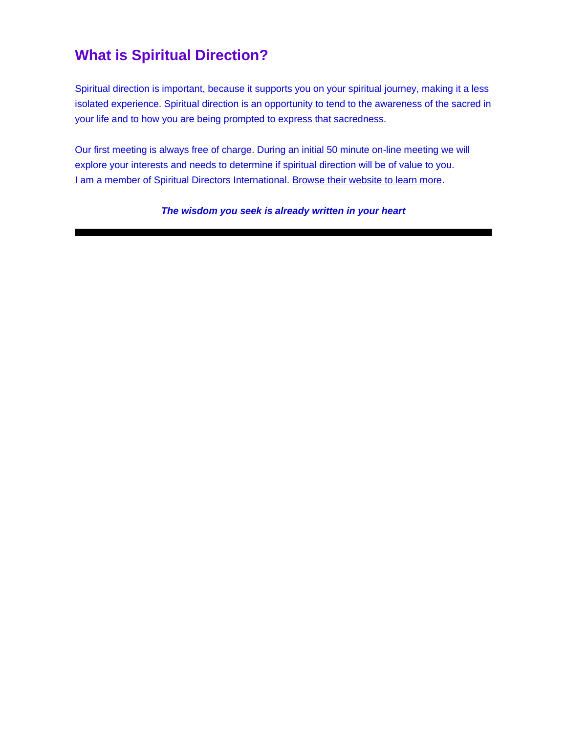## What is Spiritual Direction?

Spiritual direction is important, because it supports you on your spiritual journey, making it a less isolated experience. Spiritual direction is an opportunity to tend to the awareness of the sacred in your life and to how you are being prompted to express that sacredness.

Our first meeting is always free of charge. During an initial 50 minute on-line meeting we will explore your interests and needs to determine if spiritual direction will be of value to you.
I am a member of Spiritual Directors International. Browse their website to learn more.

***The wisdom you seek is already written in your heart***

---